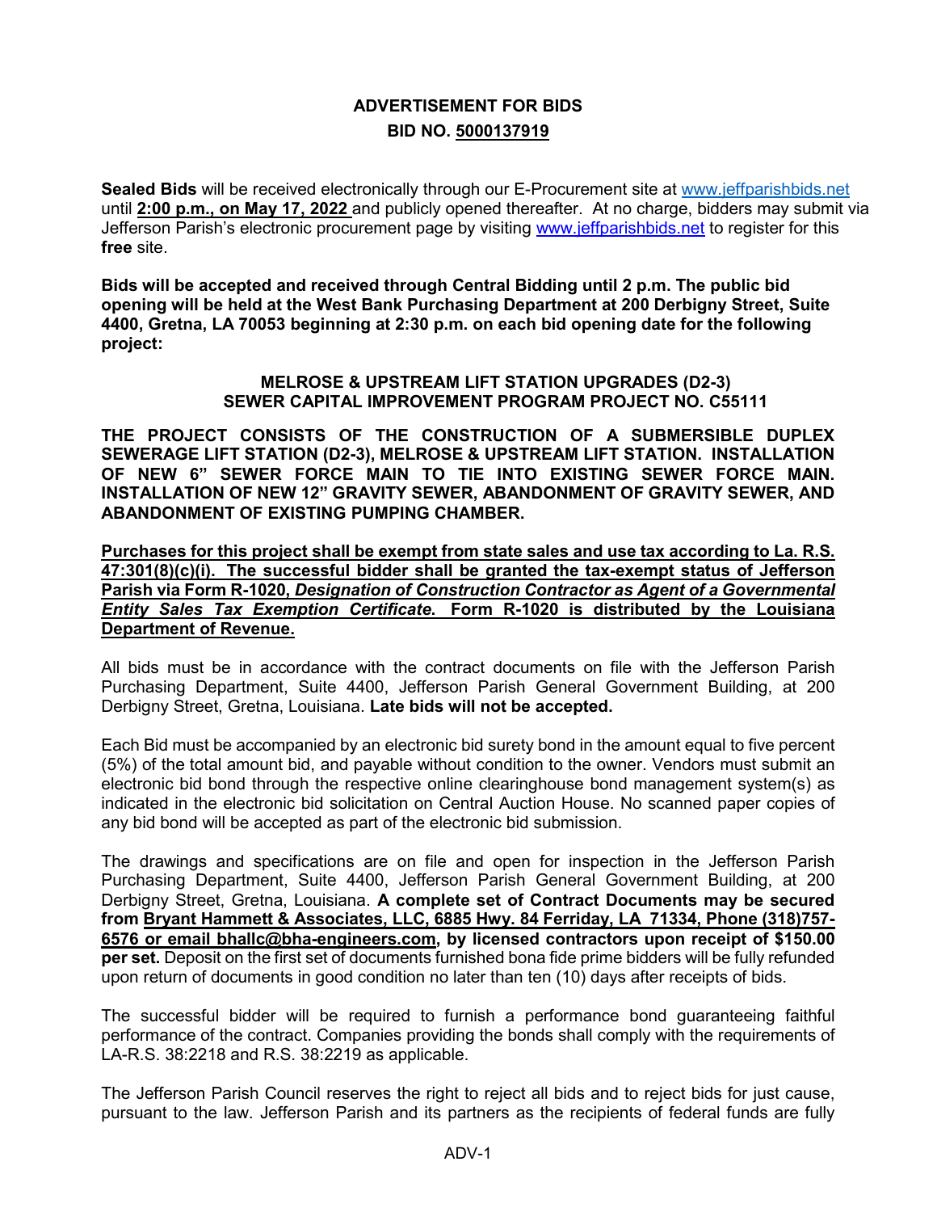# ADVERTISEMENT FOR BIDS
## BID NO. 5000137919

**Sealed Bids** will be received electronically through our E-Procurement site at www.jeffparishbids.net until **2:00 p.m., on May 17, 2022** and publicly opened thereafter. At no charge, bidders may submit via Jefferson Parish's electronic procurement page by visiting www.jeffparishbids.net to register for this **free** site.

**Bids will be accepted and received through Central Bidding until 2 p.m. The public bid opening will be held at the West Bank Purchasing Department at 200 Derbigny Street, Suite 4400, Gretna, LA 70053 beginning at 2:30 p.m. on each bid opening date for the following project:**

**MELROSE & UPSTREAM LIFT STATION UPGRADES (D2-3)**
**SEWER CAPITAL IMPROVEMENT PROGRAM PROJECT NO. C55111**

**THE PROJECT CONSISTS OF THE CONSTRUCTION OF A SUBMERSIBLE DUPLEX SEWERAGE LIFT STATION (D2-3), MELROSE & UPSTREAM LIFT STATION. INSTALLATION OF NEW 6" SEWER FORCE MAIN TO TIE INTO EXISTING SEWER FORCE MAIN. INSTALLATION OF NEW 12" GRAVITY SEWER, ABANDONMENT OF GRAVITY SEWER, AND ABANDONMENT OF EXISTING PUMPING CHAMBER.**

**Purchases for this project shall be exempt from state sales and use tax according to La. R.S. 47:301(8)(c)(i). The successful bidder shall be granted the tax-exempt status of Jefferson Parish via Form R-1020, *Designation of Construction Contractor as Agent of a Governmental Entity Sales Tax Exemption Certificate*. Form R-1020 is distributed by the Louisiana Department of Revenue.**

All bids must be in accordance with the contract documents on file with the Jefferson Parish Purchasing Department, Suite 4400, Jefferson Parish General Government Building, at 200 Derbigny Street, Gretna, Louisiana. **Late bids will not be accepted.**

Each Bid must be accompanied by an electronic bid surety bond in the amount equal to five percent (5%) of the total amount bid, and payable without condition to the owner. Vendors must submit an electronic bid bond through the respective online clearinghouse bond management system(s) as indicated in the electronic bid solicitation on Central Auction House. No scanned paper copies of any bid bond will be accepted as part of the electronic bid submission.

The drawings and specifications are on file and open for inspection in the Jefferson Parish Purchasing Department, Suite 4400, Jefferson Parish General Government Building, at 200 Derbigny Street, Gretna, Louisiana. **A complete set of Contract Documents may be secured from Bryant Hammett & Associates, LLC, 6885 Hwy. 84 Ferriday, LA 71334, Phone (318)757-6576 or email bhallc@bha-engineers.com, by licensed contractors upon receipt of $150.00 per set.** Deposit on the first set of documents furnished bona fide prime bidders will be fully refunded upon return of documents in good condition no later than ten (10) days after receipts of bids.

The successful bidder will be required to furnish a performance bond guaranteeing faithful performance of the contract. Companies providing the bonds shall comply with the requirements of LA-R.S. 38:2218 and R.S. 38:2219 as applicable.

The Jefferson Parish Council reserves the right to reject all bids and to reject bids for just cause, pursuant to the law. Jefferson Parish and its partners as the recipients of federal funds are fully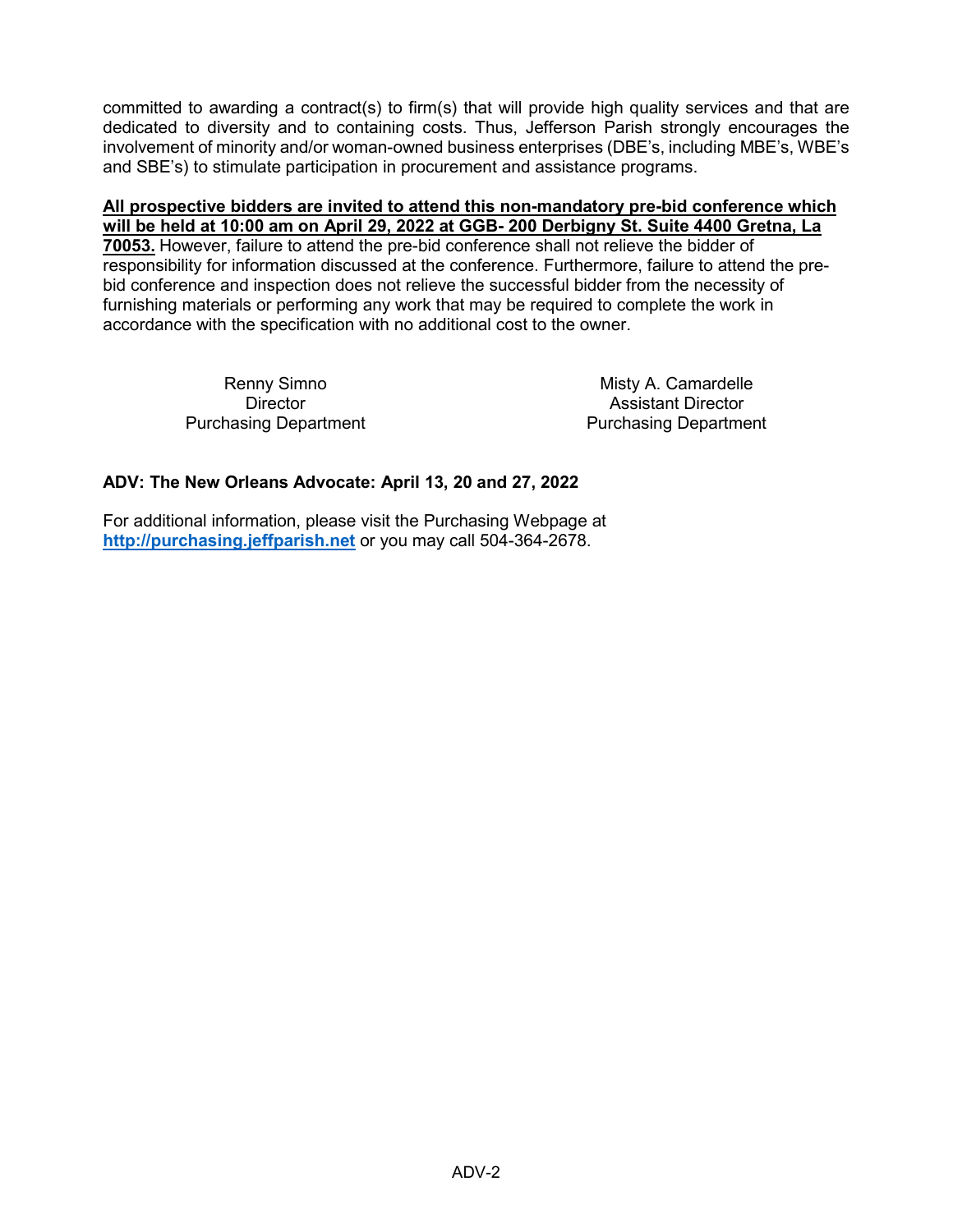committed to awarding a contract(s) to firm(s) that will provide high quality services and that are dedicated to diversity and to containing costs. Thus, Jefferson Parish strongly encourages the involvement of minority and/or woman-owned business enterprises (DBE's, including MBE's, WBE's and SBE's) to stimulate participation in procurement and assistance programs.

**All prospective bidders are invited to attend this non-mandatory pre-bid conference which will be held at 10:00 am on April 29, 2022 at GGB- 200 Derbigny St. Suite 4400 Gretna, La 70053.** However, failure to attend the pre-bid conference shall not relieve the bidder of responsibility for information discussed at the conference. Furthermore, failure to attend the pre-bid conference and inspection does not relieve the successful bidder from the necessity of furnishing materials or performing any work that may be required to complete the work in accordance with the specification with no additional cost to the owner.

Renny Simno
Director
Purchasing Department

Misty A. Camardelle
Assistant Director
Purchasing Department

**ADV: The New Orleans Advocate: April 13, 20 and 27, 2022**

For additional information, please visit the Purchasing Webpage at **http://purchasing.jeffparish.net** or you may call 504-364-2678.